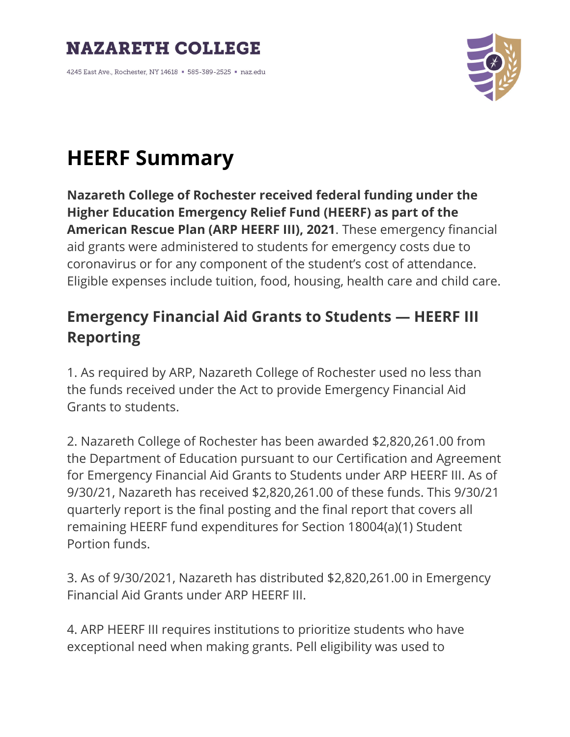# NAZARETH COLLEGE

4245 East Ave., Rochester, NY 14618 ▪ 585-389-2525 ▪ naz.edu

# HEERF Summary

**Nazareth College of Rochester received federal funding under the Higher Education Emergency Relief Fund (HEERF) as part of the American Rescue Plan (ARP HEERF III), 2021**. These emergency financial aid grants were administered to students for emergency costs due to coronavirus or for any component of the student's cost of attendance. Eligible expenses include tuition, food, housing, health care and child care.

## Emergency Financial Aid Grants to Students — HEERF III Reporting

1. As required by ARP, Nazareth College of Rochester used no less than the funds received under the Act to provide Emergency Financial Aid Grants to students.

2. Nazareth College of Rochester has been awarded $2,820,261.00 from the Department of Education pursuant to our Certification and Agreement for Emergency Financial Aid Grants to Students under ARP HEERF III. As of 9/30/21, Nazareth has received $2,820,261.00 of these funds. This 9/30/21 quarterly report is the final posting and the final report that covers all remaining HEERF fund expenditures for Section 18004(a)(1) Student Portion funds.

3. As of 9/30/2021, Nazareth has distributed $2,820,261.00 in Emergency Financial Aid Grants under ARP HEERF III.

4. ARP HEERF III requires institutions to prioritize students who have exceptional need when making grants. Pell eligibility was used to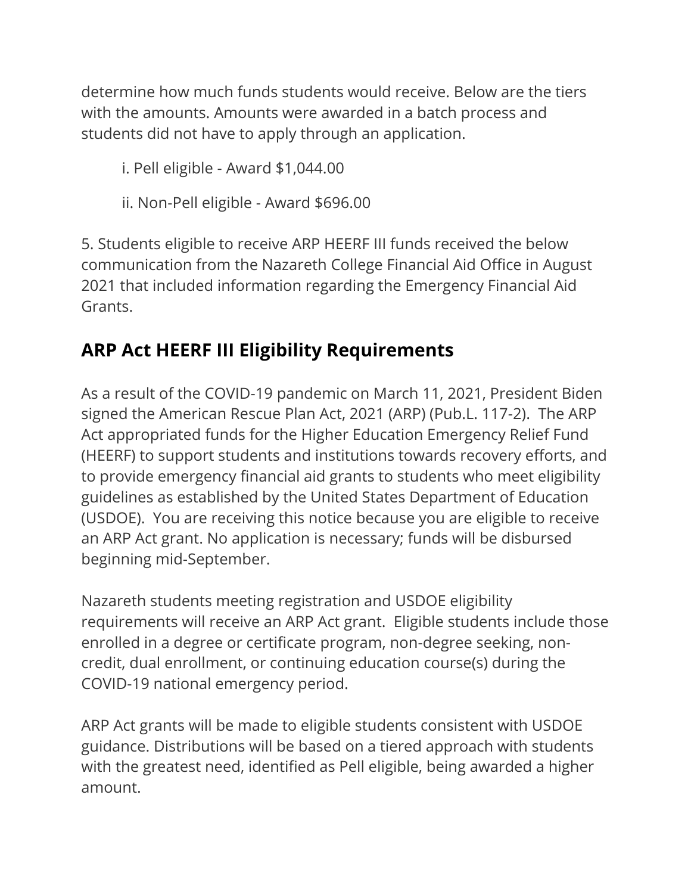determine how much funds students would receive. Below are the tiers with the amounts. Amounts were awarded in a batch process and students did not have to apply through an application.

i. Pell eligible - Award $1,044.00

ii. Non-Pell eligible - Award $696.00

5. Students eligible to receive ARP HEERF III funds received the below communication from the Nazareth College Financial Aid Office in August 2021 that included information regarding the Emergency Financial Aid Grants.

## ARP Act HEERF III Eligibility Requirements

As a result of the COVID-19 pandemic on March 11, 2021, President Biden signed the American Rescue Plan Act, 2021 (ARP) (Pub.L. 117-2). The ARP Act appropriated funds for the Higher Education Emergency Relief Fund (HEERF) to support students and institutions towards recovery efforts, and to provide emergency financial aid grants to students who meet eligibility guidelines as established by the United States Department of Education (USDOE). You are receiving this notice because you are eligible to receive an ARP Act grant. No application is necessary; funds will be disbursed beginning mid-September.

Nazareth students meeting registration and USDOE eligibility requirements will receive an ARP Act grant. Eligible students include those enrolled in a degree or certificate program, non-degree seeking, non-credit, dual enrollment, or continuing education course(s) during the COVID-19 national emergency period.

ARP Act grants will be made to eligible students consistent with USDOE guidance. Distributions will be based on a tiered approach with students with the greatest need, identified as Pell eligible, being awarded a higher amount.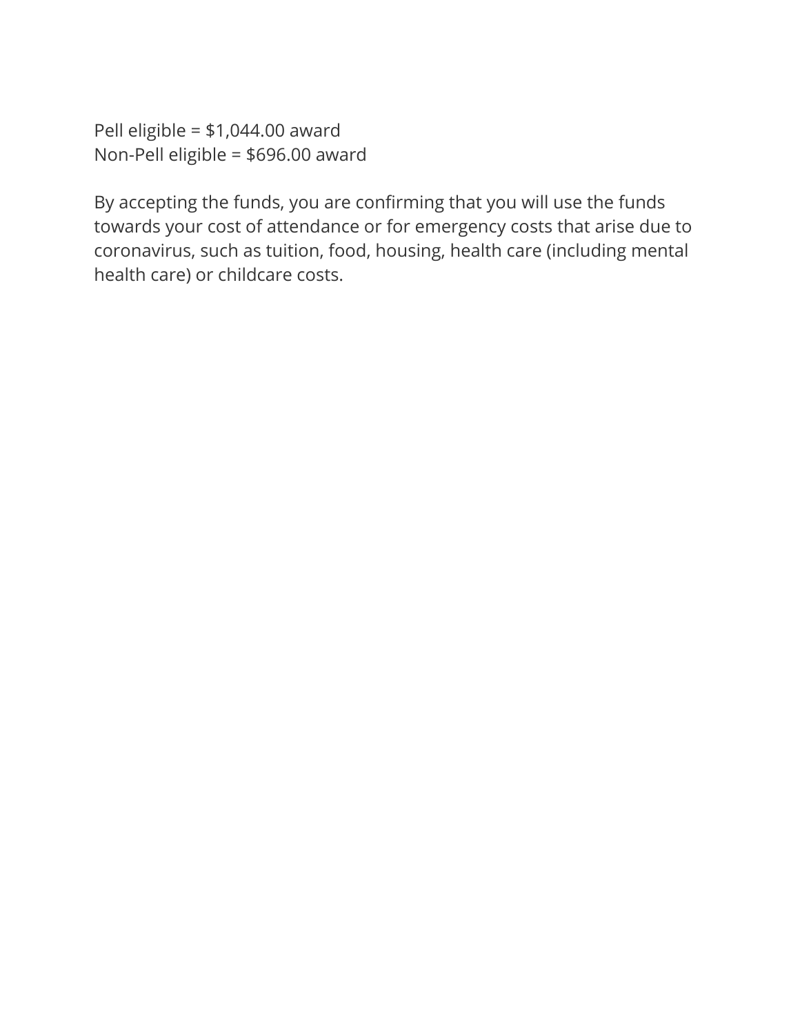Pell eligible = $1,044.00 award
Non-Pell eligible = $696.00 award

By accepting the funds, you are confirming that you will use the funds towards your cost of attendance or for emergency costs that arise due to coronavirus, such as tuition, food, housing, health care (including mental health care) or childcare costs.